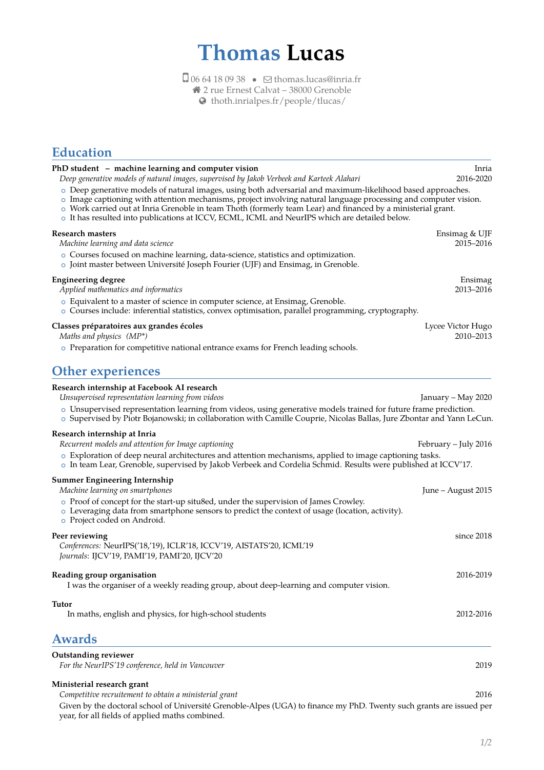# Thomas Lucas

06 64 18 09 38 • thomas.lucas@inria.fr
2 rue Ernest Calvat – 38000 Grenoble
thoth.inrialpes.fr/people/tlucas/

## Education

**PhD student – machine learning and computer vision** — Inria
*Deep generative models of natural images, supervised by Jakob Verbeek and Karteek Alahari* — 2016-2020

- Deep generative models of natural images, using both adversarial and maximum-likelihood based approaches.
- Image captioning with attention mechanisms, project involving natural language processing and computer vision.
- Work carried out at Inria Grenoble in team Thoth (formerly team Lear) and financed by a ministerial grant.
- It has resulted into publications at ICCV, ECML, ICML and NeurIPS which are detailed below.

**Research masters** — Ensimag & UJF
*Machine learning and data science* — 2015–2016

- Courses focused on machine learning, data-science, statistics and optimization.
- Joint master between Université Joseph Fourier (UJF) and Ensimag, in Grenoble.

**Engineering degree** — Ensimag
*Applied mathematics and informatics* — 2013–2016

- Equivalent to a master of science in computer science, at Ensimag, Grenoble.
- Courses include: inferential statistics, convex optimisation, parallel programming, cryptography.

**Classes préparatoires aux grandes écoles** — Lycee Victor Hugo
*Maths and physics (MP\*)* — 2010–2013

- Preparation for competitive national entrance exams for French leading schools.

## Other experiences

**Research internship at Facebook AI research**
*Unsupervised representation learning from videos* — January – May 2020

- Unsupervised representation learning from videos, using generative models trained for future frame prediction.
- Supervised by Piotr Bojanowski; in collaboration with Camille Couprie, Nicolas Ballas, Jure Zbontar and Yann LeCun.

**Research internship at Inria**
*Recurrent models and attention for Image captioning* — February – July 2016

- Exploration of deep neural architectures and attention mechanisms, applied to image captioning tasks.
- In team Lear, Grenoble, supervised by Jakob Verbeek and Cordelia Schmid. Results were published at ICCV'17.

**Summer Engineering Internship**
*Machine learning on smartphones* — June – August 2015

- Proof of concept for the start-up situ8ed, under the supervision of James Crowley.
- Leveraging data from smartphone sensors to predict the context of usage (location, activity).
- Project coded on Android.

**Peer reviewing** — since 2018
*Conferences:* NeurIPS('18,'19), ICLR'18, ICCV'19, AISTATS'20, ICML'19
*Journals*: IJCV'19, PAMI'19, PAMI'20, IJCV'20

**Reading group organisation** — 2016-2019
I was the organiser of a weekly reading group, about deep-learning and computer vision.

**Tutor** — 2012-2016
In maths, english and physics, for high-school students

## Awards

**Outstanding reviewer**
*For the NeurIPS'19 conference, held in Vancouver* — 2019

**Ministerial research grant**
*Competitive recruitement to obtain a ministerial grant* — 2016
Given by the doctoral school of Université Grenoble-Alpes (UGA) to finance my PhD. Twenty such grants are issued per year, for all fields of applied maths combined.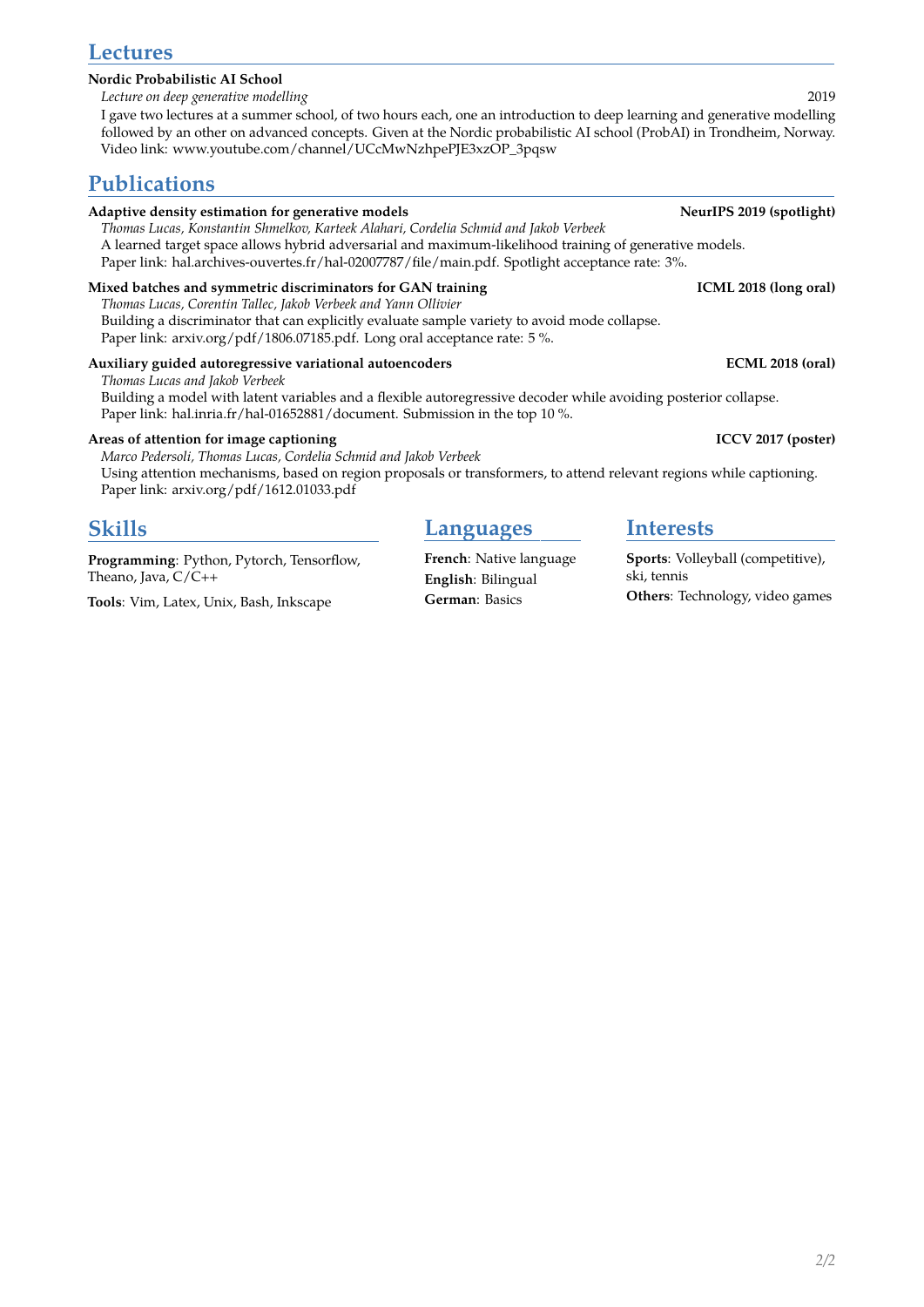## Lectures

**Nordic Probabilistic AI School**

*Lecture on deep generative modelling* 2019

I gave two lectures at a summer school, of two hours each, one an introduction to deep learning and generative modelling followed by an other on advanced concepts. Given at the Nordic probabilistic AI school (ProbAI) in Trondheim, Norway. Video link: www.youtube.com/channel/UCcMwNzhpePJE3xzOP_3pqsw

## Publications

**Adaptive density estimation for generative models** **NeurIPS 2019 (spotlight)**

*Thomas Lucas, Konstantin Shmelkov, Karteek Alahari, Cordelia Schmid and Jakob Verbeek*

A learned target space allows hybrid adversarial and maximum-likelihood training of generative models.
Paper link: hal.archives-ouvertes.fr/hal-02007787/file/main.pdf. Spotlight acceptance rate: 3%.

**Mixed batches and symmetric discriminators for GAN training** **ICML 2018 (long oral)**

*Thomas Lucas, Corentin Tallec, Jakob Verbeek and Yann Ollivier*

Building a discriminator that can explicitly evaluate sample variety to avoid mode collapse.
Paper link: arxiv.org/pdf/1806.07185.pdf. Long oral acceptance rate: 5 %.

**Auxiliary guided autoregressive variational autoencoders** **ECML 2018 (oral)**

*Thomas Lucas and Jakob Verbeek*

Building a model with latent variables and a flexible autoregressive decoder while avoiding posterior collapse.
Paper link: hal.inria.fr/hal-01652881/document. Submission in the top 10 %.

**Areas of attention for image captioning** **ICCV 2017 (poster)**

*Marco Pedersoli, Thomas Lucas, Cordelia Schmid and Jakob Verbeek*

Using attention mechanisms, based on region proposals or transformers, to attend relevant regions while captioning.
Paper link: arxiv.org/pdf/1612.01033.pdf

## Skills

**Programming**: Python, Pytorch, Tensorflow, Theano, Java, C/C++

**Tools**: Vim, Latex, Unix, Bash, Inkscape

## Languages

**French**: Native language
**English**: Bilingual
**German**: Basics

## Interests

**Sports**: Volleyball (competitive), ski, tennis
**Others**: Technology, video games